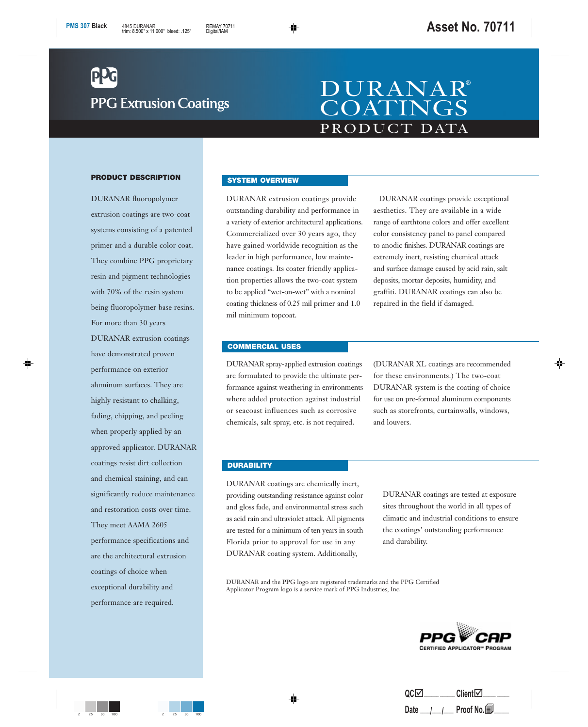PPG Extrusion Coatings

# DURANAR® COATINGS

## PRODUCT DATA

### PRODUCT DESCRIPTION

DURANAR fluoropolymer extrusion coatings are two-coat systems consisting of a patented primer and a durable color coat. They combine PPG proprietary resin and pigment technologies with 70% of the resin system being fluoropolymer base resins. For more than 30 years DURANAR extrusion coatings have demonstrated proven performance on exterior aluminum surfaces. They are highly resistant to chalking, fading, chipping, and peeling when properly applied by an approved applicator. DURANAR coatings resist dirt collection and chemical staining, and can significantly reduce maintenance and restoration costs over time. They meet AAMA 2605 performance specifications and are the architectural extrusion coatings of choice when exceptional durability and performance are required.

### SYSTEM OVERVIEW

DURANAR extrusion coatings provide outstanding durability and performance in a variety of exterior architectural applications. Commercialized over 30 years ago, they have gained worldwide recognition as the leader in high performance, low maintenance coatings. Its coater friendly application properties allows the two-coat system to be applied "wet-on-wet" with a nominal coating thickness of 0.25 mil primer and 1.0 mil minimum topcoat.

DURANAR coatings provide exceptional aesthetics. They are available in a wide range of earthtone colors and offer excellent color consistency panel to panel compared to anodic finishes. DURANAR coatings are extremely inert, resisting chemical attack and surface damage caused by acid rain, salt deposits, mortar deposits, humidity, and graffiti. DURANAR coatings can also be repaired in the field if damaged.

### COMMERCIAL USES

DURANAR spray-applied extrusion coatings are formulated to provide the ultimate performance against weathering in environments where added protection against industrial or seacoast influences such as corrosive chemicals, salt spray, etc. is not required. (DURANAR XL coatings are recommended for these environments.) The two-coat DURANAR system is the coating of choice for use on pre-formed aluminum components such as storefronts, curtainwalls, windows, and louvers.

### DURABILITY

DURANAR coatings are chemically inert, providing outstanding resistance against color and gloss fade, and environmental stress such as acid rain and ultraviolet attack. All pigments are tested for a minimum of ten years in south Florida prior to approval for use in any DURANAR coating system. Additionally, DURANAR coatings are tested at exposure sites throughout the world in all types of climatic and industrial conditions to ensure the coatings' outstanding performance and durability.

DURANAR and the PPG logo are registered trademarks and the PPG Certified Applicator Program logo is a service mark of PPG Industries, Inc.

PPG CAP
CERTIFIED APPLICATOR℠ PROGRAM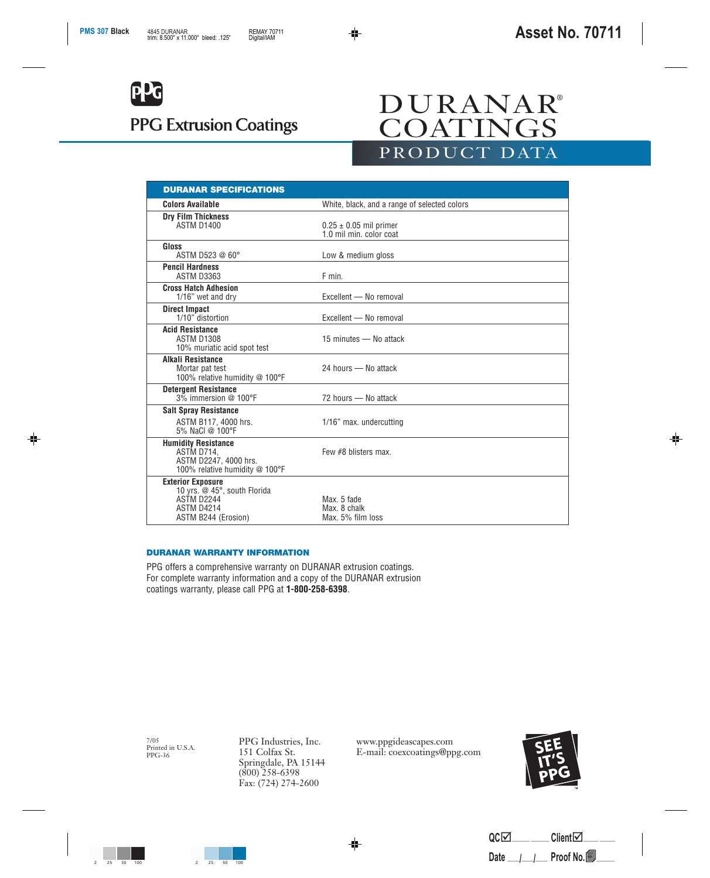PPG Extrusion Coatings

# DURANAR® COATINGS

## PRODUCT DATA

| DURANAR SPECIFICATIONS | |
|---|---|
| **Colors Available** | White, black, and a range of selected colors |
| **Dry Film Thickness**<br>ASTM D1400 | 0.25 ± 0.05 mil primer<br>1.0 mil min. color coat |
| **Gloss**<br>ASTM D523 @ 60° | Low & medium gloss |
| **Pencil Hardness**<br>ASTM D3363 | F min. |
| **Cross Hatch Adhesion**<br>1/16" wet and dry | Excellent — No removal |
| **Direct Impact**<br>1/10" distortion | Excellent — No removal |
| **Acid Resistance**<br>ASTM D1308<br>10% muriatic acid spot test | 15 minutes — No attack |
| **Alkali Resistance**<br>Mortar pat test<br>100% relative humidity @ 100°F | 24 hours — No attack |
| **Detergent Resistance**<br>3% immersion @ 100°F | 72 hours — No attack |
| **Salt Spray Resistance**<br>ASTM B117, 4000 hrs.<br>5% NaCl @ 100°F | 1/16" max. undercutting |
| **Humidity Resistance**<br>ASTM D714,<br>ASTM D2247, 4000 hrs.<br>100% relative humidity @ 100°F | Few #8 blisters max. |
| **Exterior Exposure**<br>10 yrs. @ 45°, south Florida<br>ASTM D2244<br>ASTM D4214<br>ASTM B244 (Erosion) | <br><br>Max. 5 fade<br>Max. 8 chalk<br>Max. 5% film loss |

### DURANAR WARRANTY INFORMATION

PPG offers a comprehensive warranty on DURANAR extrusion coatings. For complete warranty information and a copy of the DURANAR extrusion coatings warranty, please call PPG at **1-800-258-6398**.

7/05
Printed in U.S.A.
PPG-36

PPG Industries, Inc.
151 Colfax St.
Springdale, PA 15144
(800) 258-6398
Fax: (724) 274-2600

www.ppgideascapes.com
E-mail: coexcoatings@ppg.com

SEE IT'S PPG